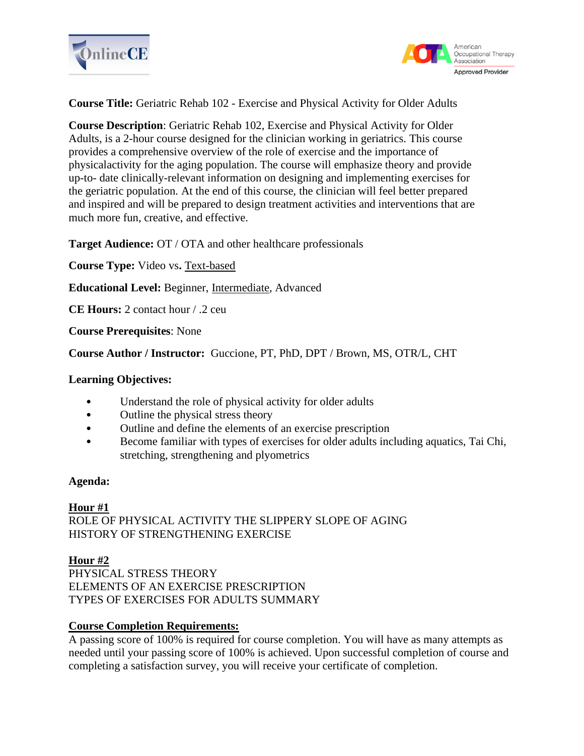**Course Title:** Geriatric Rehab 102 - Exercise and Physical Activity for Older Adults

**Course Description**: Geriatric Rehab 102, Exercise and Physical Activity for Older Adults, is a 2-hour course designed for the clinician working in geriatrics. This course provides a comprehensive overview of the role of exercise and the importance of physicalactivity for the aging population. The course will emphasize theory and provide up-to- date clinically-relevant information on designing and implementing exercises for the geriatric population. At the end of this course, the clinician will feel better prepared and inspired and will be prepared to design treatment activities and interventions that are much more fun, creative, and effective.

**Target Audience:** OT / OTA and other healthcare professionals

**Course Type:** Video vs**.** <u>Text-based</u>

**Educational Level:** Beginner, <u>Intermediate</u>, Advanced

**CE Hours:** 2 contact hour / .2 ceu

**Course Prerequisites**: None

**Course Author / Instructor:** Guccione, PT, PhD, DPT / Brown, MS, OTR/L, CHT

**Learning Objectives:**

- Understand the role of physical activity for older adults
- Outline the physical stress theory
- Outline and define the elements of an exercise prescription
- Become familiar with types of exercises for older adults including aquatics, Tai Chi, stretching, strengthening and plyometrics

**Agenda:**

**<u>Hour #1</u>**
ROLE OF PHYSICAL ACTIVITY THE SLIPPERY SLOPE OF AGING
HISTORY OF STRENGTHENING EXERCISE

**<u>Hour #2</u>**
PHYSICAL STRESS THEORY
ELEMENTS OF AN EXERCISE PRESCRIPTION
TYPES OF EXERCISES FOR ADULTS SUMMARY

**<u>Course Completion Requirements:</u>**
A passing score of 100% is required for course completion. You will have as many attempts as needed until your passing score of 100% is achieved. Upon successful completion of course and completing a satisfaction survey, you will receive your certificate of completion.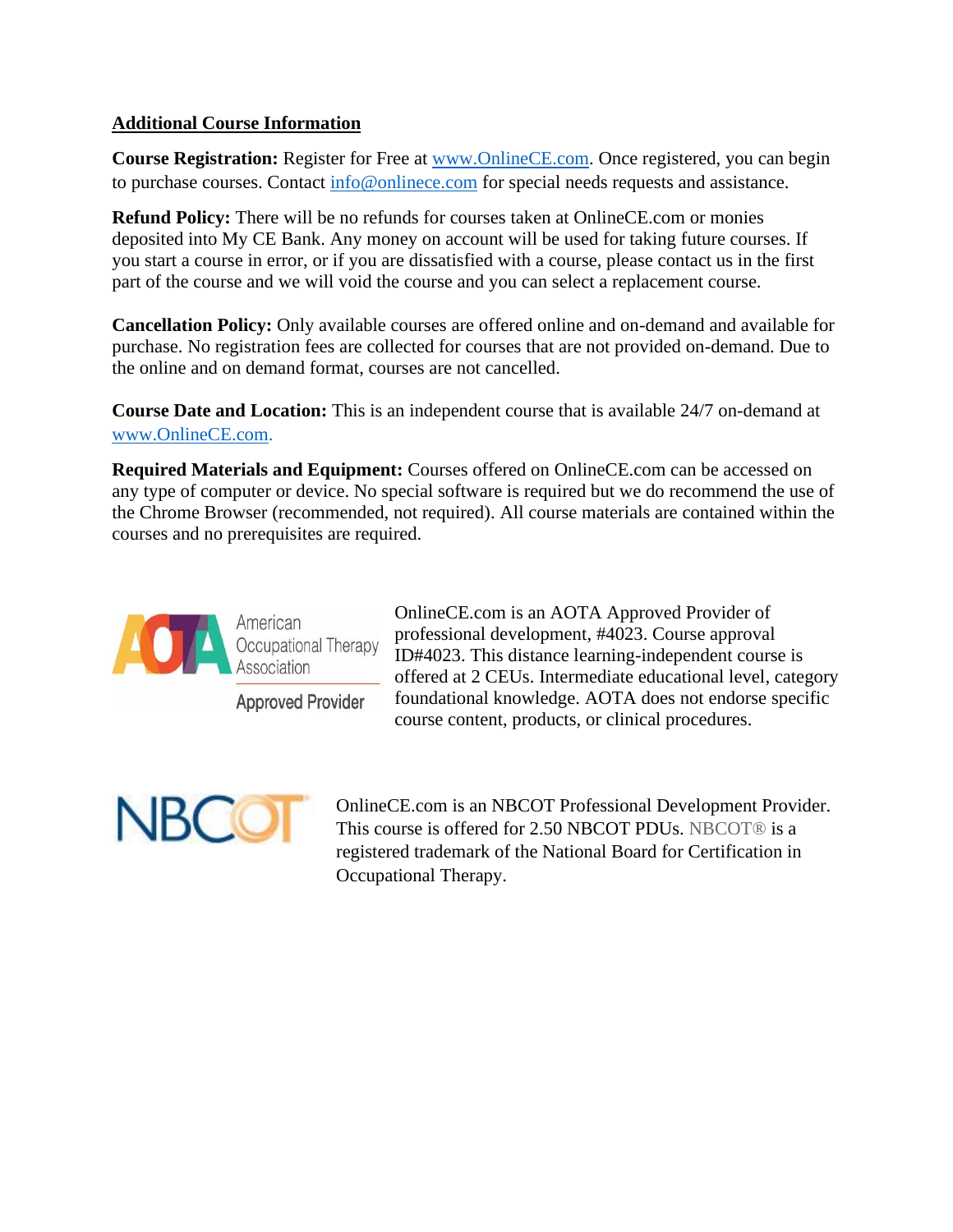## Additional Course Information

**Course Registration:** Register for Free at www.OnlineCE.com. Once registered, you can begin to purchase courses. Contact info@onlinece.com for special needs requests and assistance.

**Refund Policy:** There will be no refunds for courses taken at OnlineCE.com or monies deposited into My CE Bank. Any money on account will be used for taking future courses. If you start a course in error, or if you are dissatisfied with a course, please contact us in the first part of the course and we will void the course and you can select a replacement course.

**Cancellation Policy:** Only available courses are offered online and on-demand and available for purchase. No registration fees are collected for courses that are not provided on-demand. Due to the online and on demand format, courses are not cancelled.

**Course Date and Location:** This is an independent course that is available 24/7 on-demand at www.OnlineCE.com.

**Required Materials and Equipment:** Courses offered on OnlineCE.com can be accessed on any type of computer or device. No special software is required but we do recommend the use of the Chrome Browser (recommended, not required). All course materials are contained within the courses and no prerequisites are required.

American Occupational Therapy Association

Approved Provider

OnlineCE.com is an AOTA Approved Provider of professional development, #4023. Course approval ID#4023. This distance learning-independent course is offered at 2 CEUs. Intermediate educational level, category foundational knowledge. AOTA does not endorse specific course content, products, or clinical procedures.

NBCOT

OnlineCE.com is an NBCOT Professional Development Provider. This course is offered for 2.50 NBCOT PDUs. NBCOT® is a registered trademark of the National Board for Certification in Occupational Therapy.